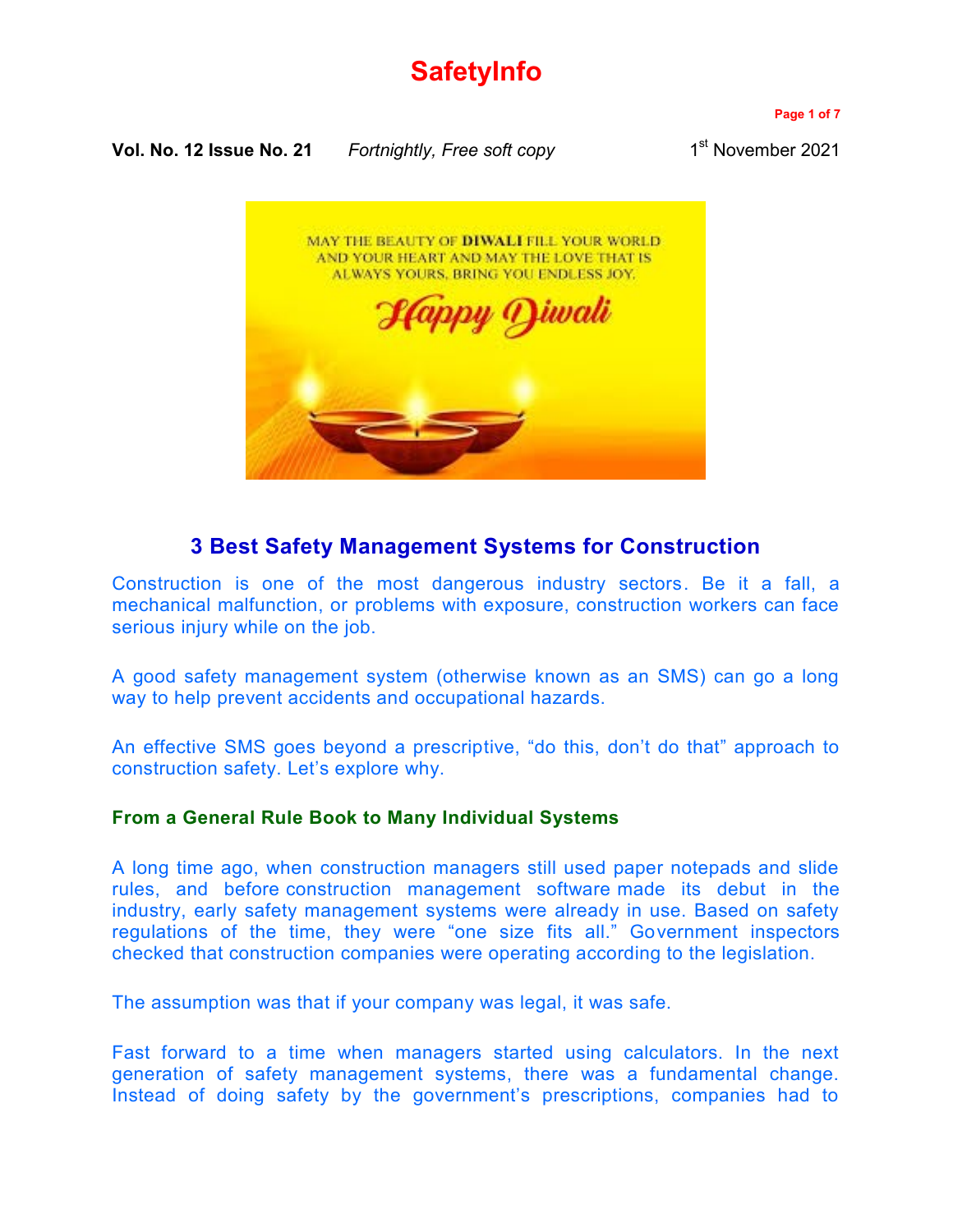# SafetyInfo

**Vol. No. 12 Issue No. 21** *Fortnightly, Free soft copy* 1st November 2021

## 3 Best Safety Management Systems for Construction

Construction is one of the most dangerous industry sectors. Be it a fall, a mechanical malfunction, or problems with exposure, construction workers can face serious injury while on the job.

A good safety management system (otherwise known as an SMS) can go a long way to help prevent accidents and occupational hazards.

An effective SMS goes beyond a prescriptive, "do this, don't do that" approach to construction safety. Let's explore why.

### From a General Rule Book to Many Individual Systems

A long time ago, when construction managers still used paper notepads and slide rules, and before construction management software made its debut in the industry, early safety management systems were already in use. Based on safety regulations of the time, they were "one size fits all." Government inspectors checked that construction companies were operating according to the legislation.

The assumption was that if your company was legal, it was safe.

Fast forward to a time when managers started using calculators. In the next generation of safety management systems, there was a fundamental change. Instead of doing safety by the government's prescriptions, companies had to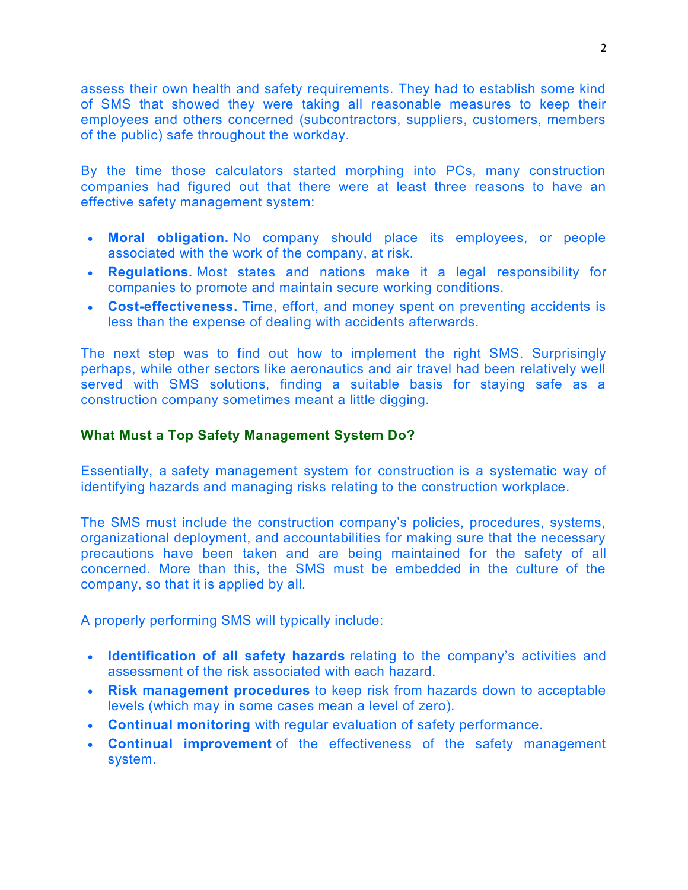assess their own health and safety requirements. They had to establish some kind of SMS that showed they were taking all reasonable measures to keep their employees and others concerned (subcontractors, suppliers, customers, members of the public) safe throughout the workday.

By the time those calculators started morphing into PCs, many construction companies had figured out that there were at least three reasons to have an effective safety management system:

- **Moral obligation.** No company should place its employees, or people associated with the work of the company, at risk.
- **Regulations.** Most states and nations make it a legal responsibility for companies to promote and maintain secure working conditions.
- **Cost-effectiveness.** Time, effort, and money spent on preventing accidents is less than the expense of dealing with accidents afterwards.

The next step was to find out how to implement the right SMS. Surprisingly perhaps, while other sectors like aeronautics and air travel had been relatively well served with SMS solutions, finding a suitable basis for staying safe as a construction company sometimes meant a little digging.

### What Must a Top Safety Management System Do?

Essentially, a safety management system for construction is a systematic way of identifying hazards and managing risks relating to the construction workplace.

The SMS must include the construction company's policies, procedures, systems, organizational deployment, and accountabilities for making sure that the necessary precautions have been taken and are being maintained for the safety of all concerned. More than this, the SMS must be embedded in the culture of the company, so that it is applied by all.

A properly performing SMS will typically include:

- **Identification of all safety hazards** relating to the company's activities and assessment of the risk associated with each hazard.
- **Risk management procedures** to keep risk from hazards down to acceptable levels (which may in some cases mean a level of zero).
- **Continual monitoring** with regular evaluation of safety performance.
- **Continual improvement** of the effectiveness of the safety management system.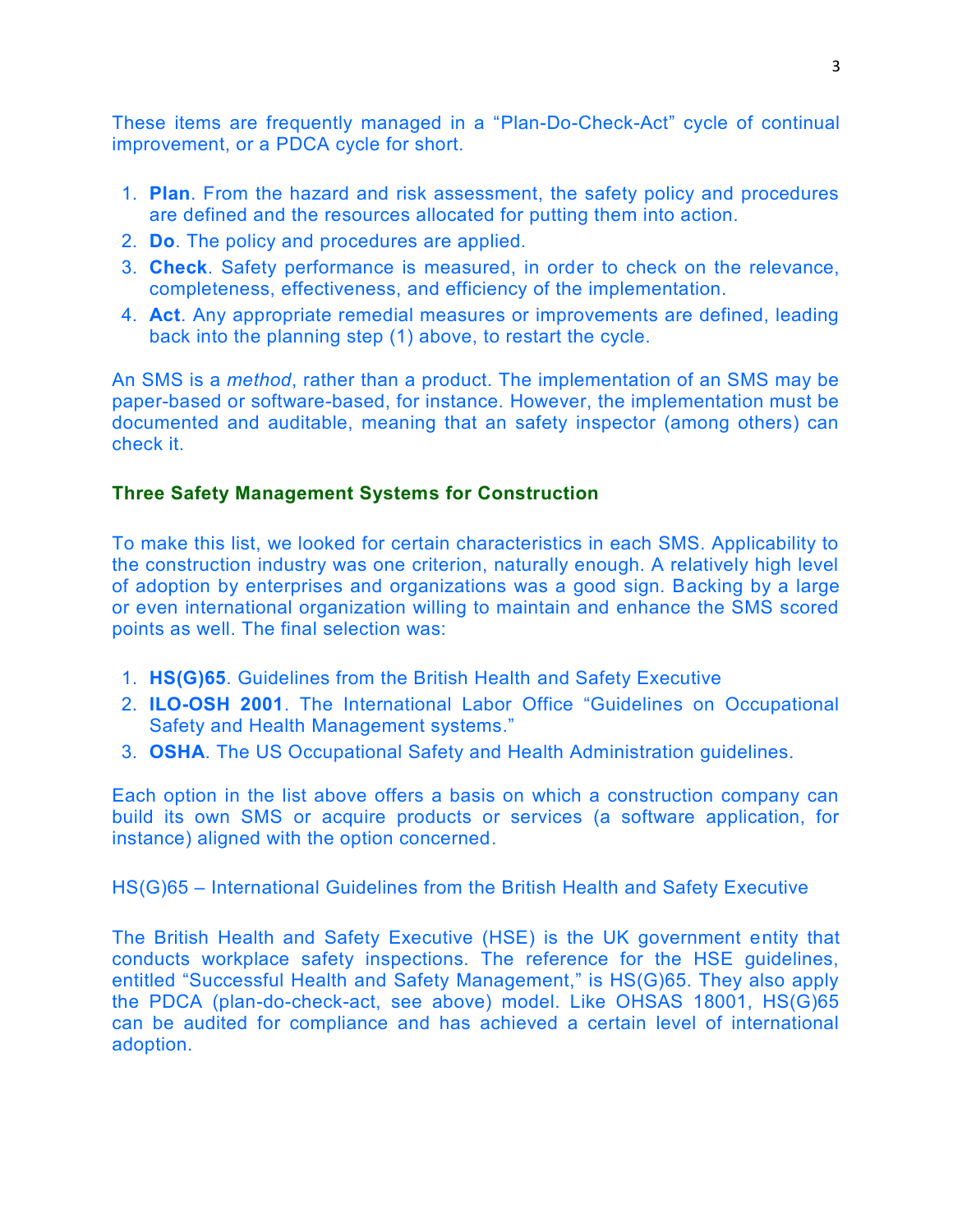These items are frequently managed in a "Plan-Do-Check-Act" cycle of continual improvement, or a PDCA cycle for short.

1. **Plan**. From the hazard and risk assessment, the safety policy and procedures are defined and the resources allocated for putting them into action.
2. **Do**. The policy and procedures are applied.
3. **Check**. Safety performance is measured, in order to check on the relevance, completeness, effectiveness, and efficiency of the implementation.
4. **Act**. Any appropriate remedial measures or improvements are defined, leading back into the planning step (1) above, to restart the cycle.

An SMS is a *method*, rather than a product. The implementation of an SMS may be paper-based or software-based, for instance. However, the implementation must be documented and auditable, meaning that an safety inspector (among others) can check it.

## Three Safety Management Systems for Construction

To make this list, we looked for certain characteristics in each SMS. Applicability to the construction industry was one criterion, naturally enough. A relatively high level of adoption by enterprises and organizations was a good sign. Backing by a large or even international organization willing to maintain and enhance the SMS scored points as well. The final selection was:

1. **HS(G)65**. Guidelines from the British Health and Safety Executive
2. **ILO-OSH 2001**. The International Labor Office "Guidelines on Occupational Safety and Health Management systems."
3. **OSHA**. The US Occupational Safety and Health Administration guidelines.

Each option in the list above offers a basis on which a construction company can build its own SMS or acquire products or services (a software application, for instance) aligned with the option concerned.

### HS(G)65 – International Guidelines from the British Health and Safety Executive

The British Health and Safety Executive (HSE) is the UK government entity that conducts workplace safety inspections. The reference for the HSE guidelines, entitled "Successful Health and Safety Management," is HS(G)65. They also apply the PDCA (plan-do-check-act, see above) model. Like OHSAS 18001, HS(G)65 can be audited for compliance and has achieved a certain level of international adoption.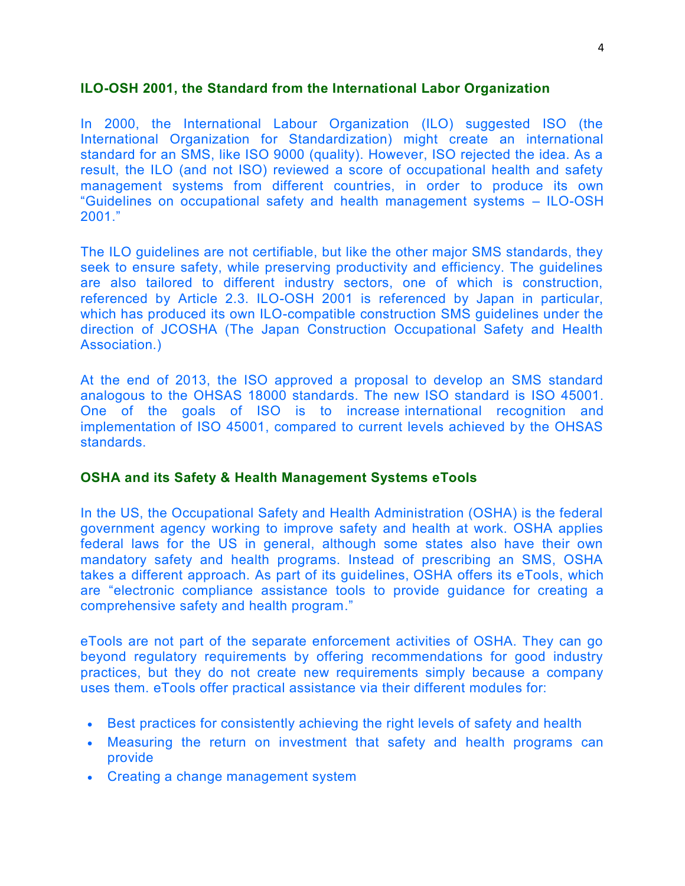### ILO-OSH 2001, the Standard from the International Labor Organization

In 2000, the International Labour Organization (ILO) suggested ISO (the International Organization for Standardization) might create an international standard for an SMS, like ISO 9000 (quality). However, ISO rejected the idea. As a result, the ILO (and not ISO) reviewed a score of occupational health and safety management systems from different countries, in order to produce its own "Guidelines on occupational safety and health management systems – ILO-OSH 2001."

The ILO guidelines are not certifiable, but like the other major SMS standards, they seek to ensure safety, while preserving productivity and efficiency. The guidelines are also tailored to different industry sectors, one of which is construction, referenced by Article 2.3. ILO-OSH 2001 is referenced by Japan in particular, which has produced its own ILO-compatible construction SMS guidelines under the direction of JCOSHA (The Japan Construction Occupational Safety and Health Association.)

At the end of 2013, the ISO approved a proposal to develop an SMS standard analogous to the OHSAS 18000 standards. The new ISO standard is ISO 45001. One of the goals of ISO is to increase international recognition and implementation of ISO 45001, compared to current levels achieved by the OHSAS standards.

### OSHA and its Safety & Health Management Systems eTools

In the US, the Occupational Safety and Health Administration (OSHA) is the federal government agency working to improve safety and health at work. OSHA applies federal laws for the US in general, although some states also have their own mandatory safety and health programs. Instead of prescribing an SMS, OSHA takes a different approach. As part of its guidelines, OSHA offers its eTools, which are "electronic compliance assistance tools to provide guidance for creating a comprehensive safety and health program."

eTools are not part of the separate enforcement activities of OSHA. They can go beyond regulatory requirements by offering recommendations for good industry practices, but they do not create new requirements simply because a company uses them. eTools offer practical assistance via their different modules for:

- Best practices for consistently achieving the right levels of safety and health
- Measuring the return on investment that safety and health programs can provide
- Creating a change management system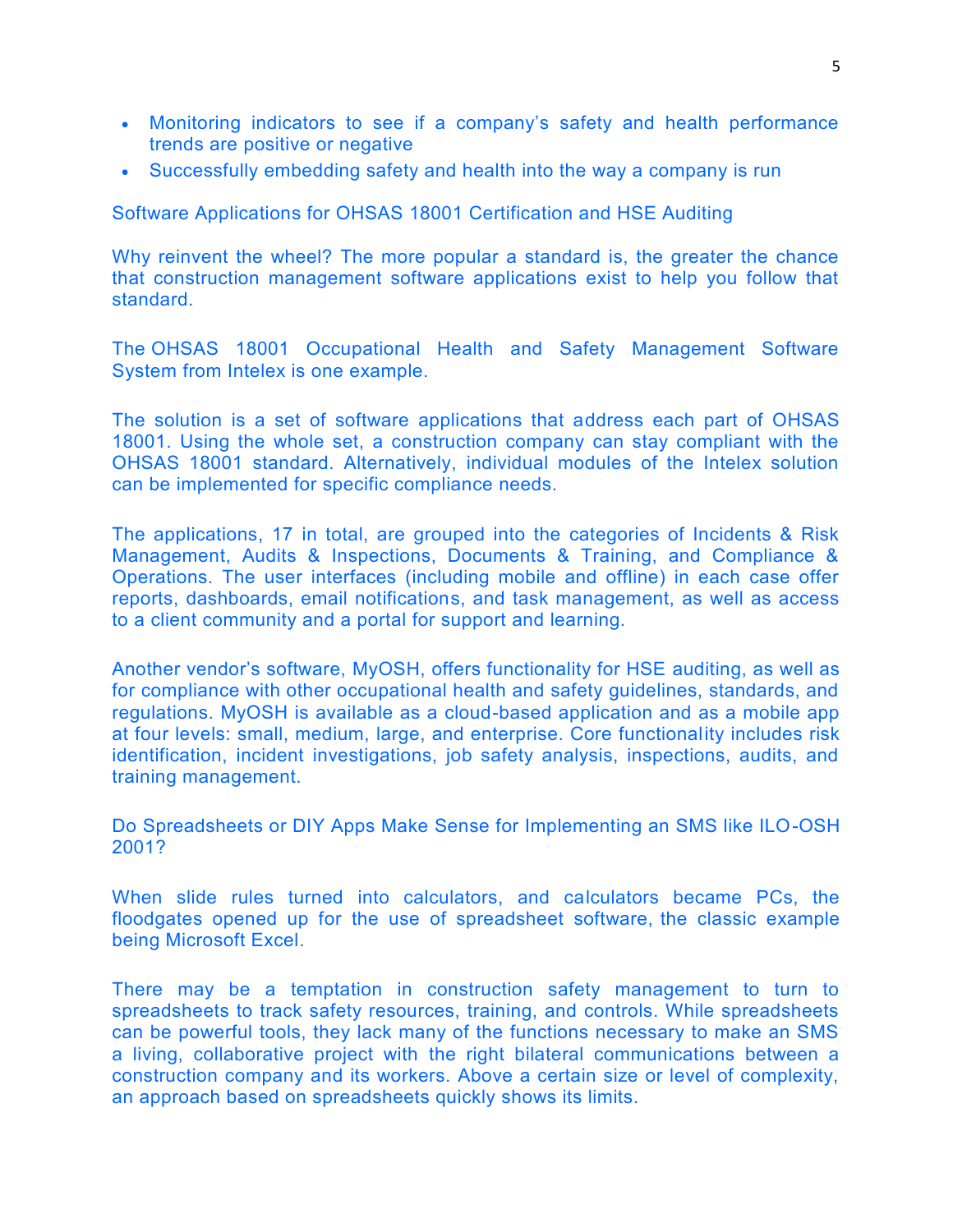- Monitoring indicators to see if a company's safety and health performance trends are positive or negative
- Successfully embedding safety and health into the way a company is run

## Software Applications for OHSAS 18001 Certification and HSE Auditing

Why reinvent the wheel? The more popular a standard is, the greater the chance that construction management software applications exist to help you follow that standard.

The OHSAS 18001 Occupational Health and Safety Management Software System from Intelex is one example.

The solution is a set of software applications that address each part of OHSAS 18001. Using the whole set, a construction company can stay compliant with the OHSAS 18001 standard. Alternatively, individual modules of the Intelex solution can be implemented for specific compliance needs.

The applications, 17 in total, are grouped into the categories of Incidents & Risk Management, Audits & Inspections, Documents & Training, and Compliance & Operations. The user interfaces (including mobile and offline) in each case offer reports, dashboards, email notifications, and task management, as well as access to a client community and a portal for support and learning.

Another vendor's software, MyOSH, offers functionality for HSE auditing, as well as for compliance with other occupational health and safety guidelines, standards, and regulations. MyOSH is available as a cloud-based application and as a mobile app at four levels: small, medium, large, and enterprise. Core functionality includes risk identification, incident investigations, job safety analysis, inspections, audits, and training management.

## Do Spreadsheets or DIY Apps Make Sense for Implementing an SMS like ILO-OSH 2001?

When slide rules turned into calculators, and calculators became PCs, the floodgates opened up for the use of spreadsheet software, the classic example being Microsoft Excel.

There may be a temptation in construction safety management to turn to spreadsheets to track safety resources, training, and controls. While spreadsheets can be powerful tools, they lack many of the functions necessary to make an SMS a living, collaborative project with the right bilateral communications between a construction company and its workers. Above a certain size or level of complexity, an approach based on spreadsheets quickly shows its limits.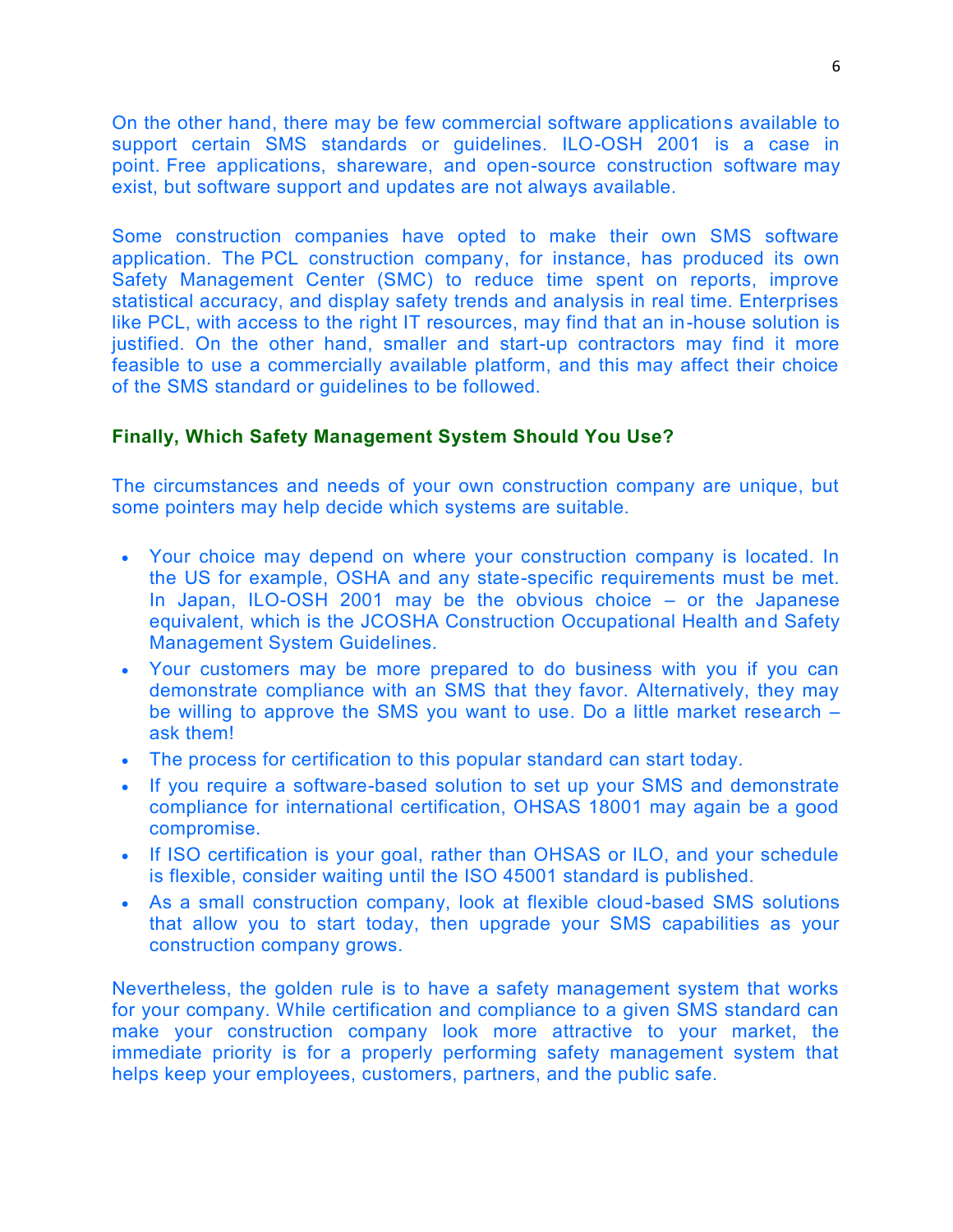On the other hand, there may be few commercial software applications available to support certain SMS standards or guidelines. ILO-OSH 2001 is a case in point. Free applications, shareware, and open-source construction software may exist, but software support and updates are not always available.

Some construction companies have opted to make their own SMS software application. The PCL construction company, for instance, has produced its own Safety Management Center (SMC) to reduce time spent on reports, improve statistical accuracy, and display safety trends and analysis in real time. Enterprises like PCL, with access to the right IT resources, may find that an in-house solution is justified. On the other hand, smaller and start-up contractors may find it more feasible to use a commercially available platform, and this may affect their choice of the SMS standard or guidelines to be followed.

### Finally, Which Safety Management System Should You Use?

The circumstances and needs of your own construction company are unique, but some pointers may help decide which systems are suitable.

- Your choice may depend on where your construction company is located. In the US for example, OSHA and any state-specific requirements must be met. In Japan, ILO-OSH 2001 may be the obvious choice – or the Japanese equivalent, which is the JCOSHA Construction Occupational Health and Safety Management System Guidelines.
- Your customers may be more prepared to do business with you if you can demonstrate compliance with an SMS that they favor. Alternatively, they may be willing to approve the SMS you want to use. Do a little market research – ask them!
- The process for certification to this popular standard can start today.
- If you require a software-based solution to set up your SMS and demonstrate compliance for international certification, OHSAS 18001 may again be a good compromise.
- If ISO certification is your goal, rather than OHSAS or ILO, and your schedule is flexible, consider waiting until the ISO 45001 standard is published.
- As a small construction company, look at flexible cloud-based SMS solutions that allow you to start today, then upgrade your SMS capabilities as your construction company grows.

Nevertheless, the golden rule is to have a safety management system that works for your company. While certification and compliance to a given SMS standard can make your construction company look more attractive to your market, the immediate priority is for a properly performing safety management system that helps keep your employees, customers, partners, and the public safe.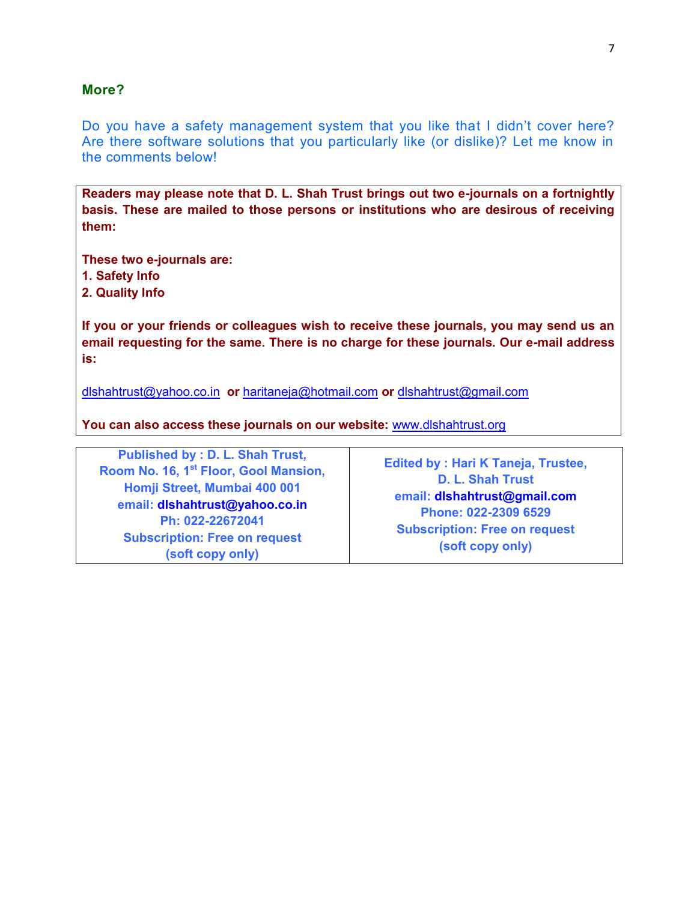## More?

Do you have a safety management system that you like that I didn't cover here? Are there software solutions that you particularly like (or dislike)? Let me know in the comments below!

**Readers may please note that D. L. Shah Trust brings out two e-journals on a fortnightly basis. These are mailed to those persons or institutions who are desirous of receiving them:**

**These two e-journals are:**
**1. Safety Info**
**2. Quality Info**

**If you or your friends or colleagues wish to receive these journals, you may send us an email requesting for the same. There is no charge for these journals. Our e-mail address is:**

dlshahtrust@yahoo.co.in **or** haritaneja@hotmail.com **or** dlshahtrust@gmail.com

**You can also access these journals on our website:** www.dlshahtrust.org

| | |
|---|---|
| **Published by : D. L. Shah Trust, Room No. 16, 1st Floor, Gool Mansion, Homji Street, Mumbai 400 001 email: dlshahtrust@yahoo.co.in Ph: 022-22672041 Subscription: Free on request (soft copy only)** | **Edited by : Hari K Taneja, Trustee, D. L. Shah Trust email: dlshahtrust@gmail.com Phone: 022-2309 6529 Subscription: Free on request (soft copy only)** |